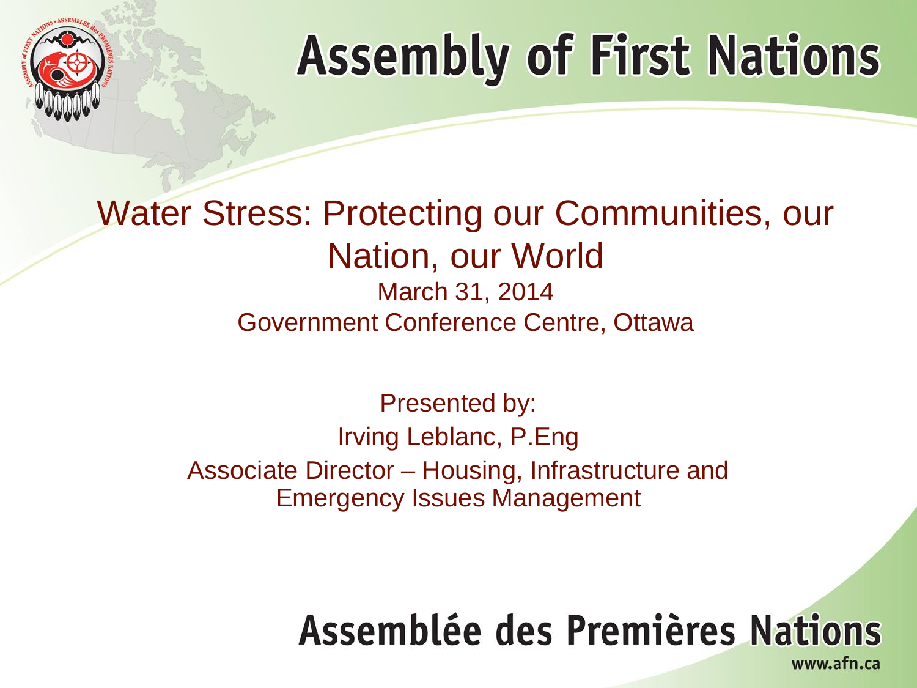# Assembly of First Nations

## Water Stress: Protecting our Communities, our Nation, our World

March 31, 2014

Government Conference Centre, Ottawa

Presented by:

Irving Leblanc, P.Eng

Associate Director – Housing, Infrastructure and Emergency Issues Management

Assemblée des Premières Nations

www.afn.ca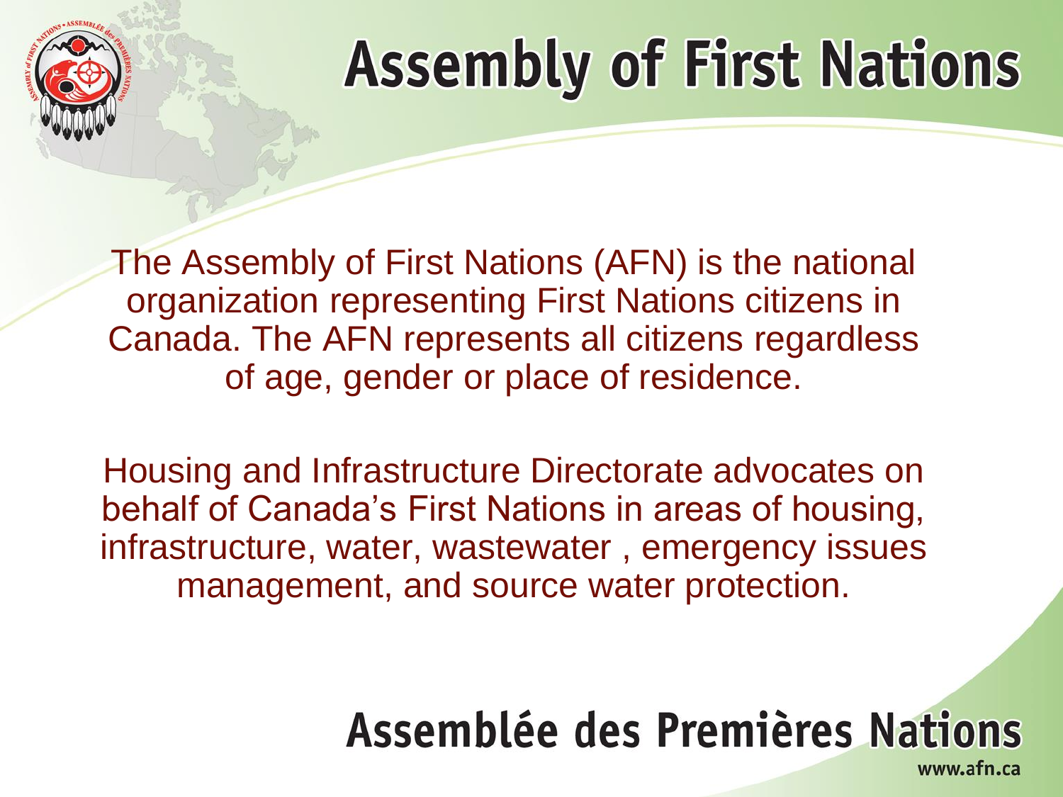# Assembly of First Nations

The Assembly of First Nations (AFN) is the national organization representing First Nations citizens in Canada. The AFN represents all citizens regardless of age, gender or place of residence.

Housing and Infrastructure Directorate advocates on behalf of Canada's First Nations in areas of housing, infrastructure, water, wastewater , emergency issues management, and source water protection.

## Assemblée des Premières Nations

www.afn.ca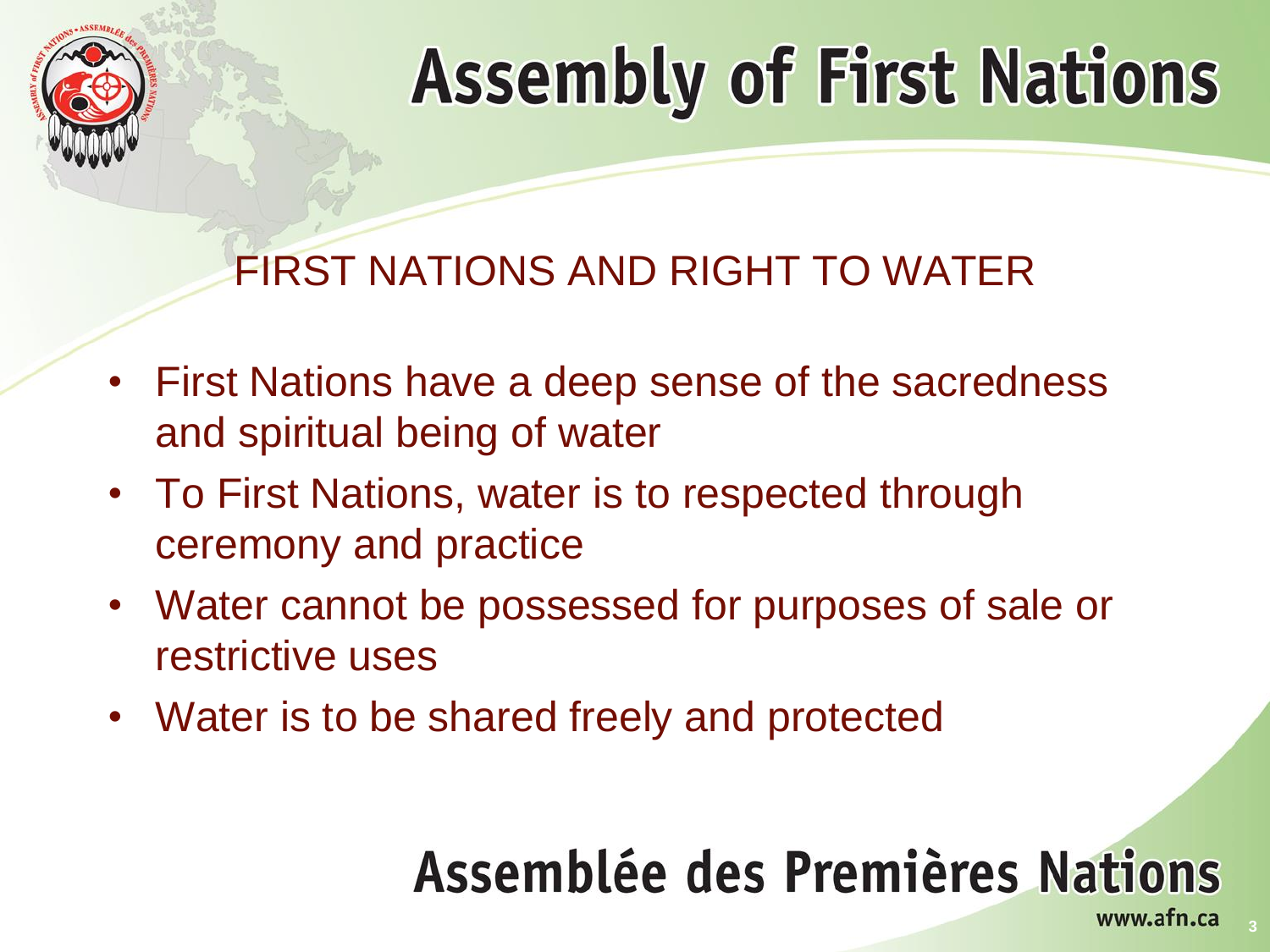# Assembly of First Nations

## FIRST NATIONS AND RIGHT TO WATER

- First Nations have a deep sense of the sacredness and spiritual being of water
- To First Nations, water is to respected through ceremony and practice
- Water cannot be possessed for purposes of sale or restrictive uses
- Water is to be shared freely and protected

Assemblée des Premières Nations

www.afn.ca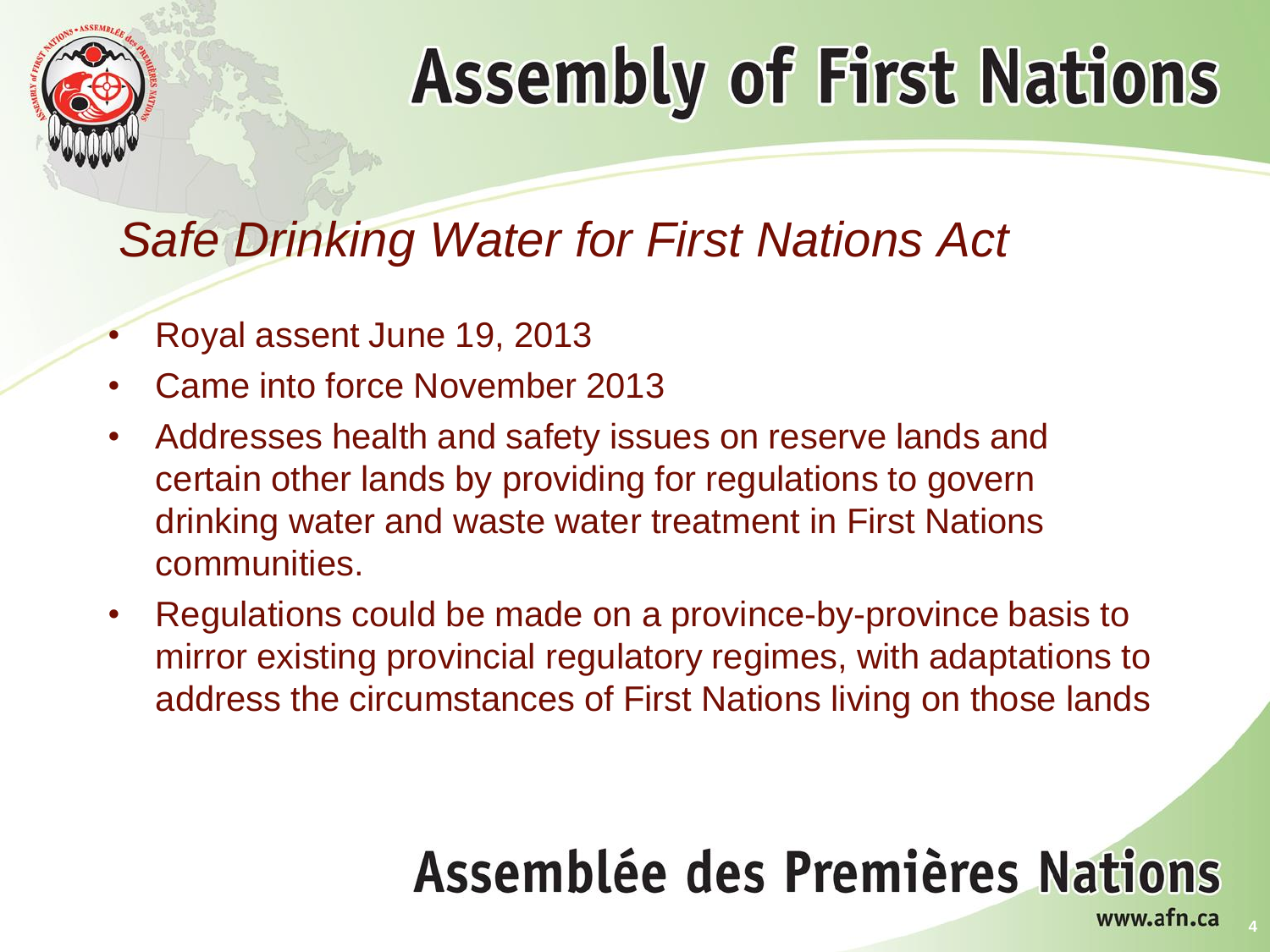# Assembly of First Nations

## *Safe Drinking Water for First Nations Act*

- Royal assent June 19, 2013
- Came into force November 2013
- Addresses health and safety issues on reserve lands and certain other lands by providing for regulations to govern drinking water and waste water treatment in First Nations communities.
- Regulations could be made on a province-by-province basis to mirror existing provincial regulatory regimes, with adaptations to address the circumstances of First Nations living on those lands

Assemblée des Premières Nations

www.afn.ca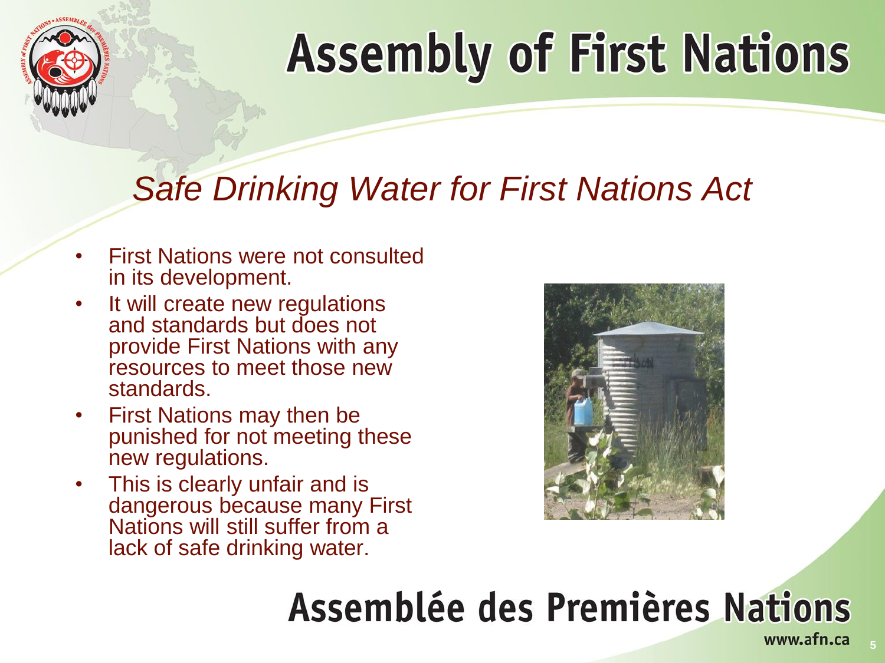# Assembly of First Nations

## *Safe Drinking Water for First Nations Act*

- First Nations were not consulted in its development.
- It will create new regulations and standards but does not provide First Nations with any resources to meet those new standards.
- First Nations may then be punished for not meeting these new regulations.
- This is clearly unfair and is dangerous because many First Nations will still suffer from a lack of safe drinking water.

Assemblée des Premières Nations

www.afn.ca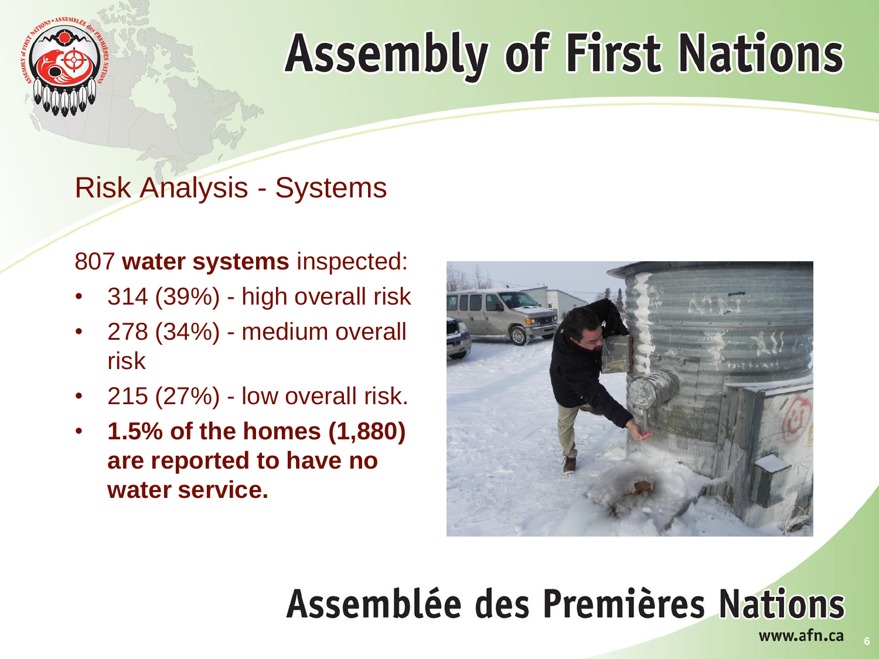# Assembly of First Nations

## Risk Analysis - Systems

807 **water systems** inspected:

- 314 (39%) - high overall risk
- 278 (34%) - medium overall risk
- 215 (27%) - low overall risk.
- **1.5% of the homes (1,880) are reported to have no water service.**

# Assemblée des Premières Nations

www.afn.ca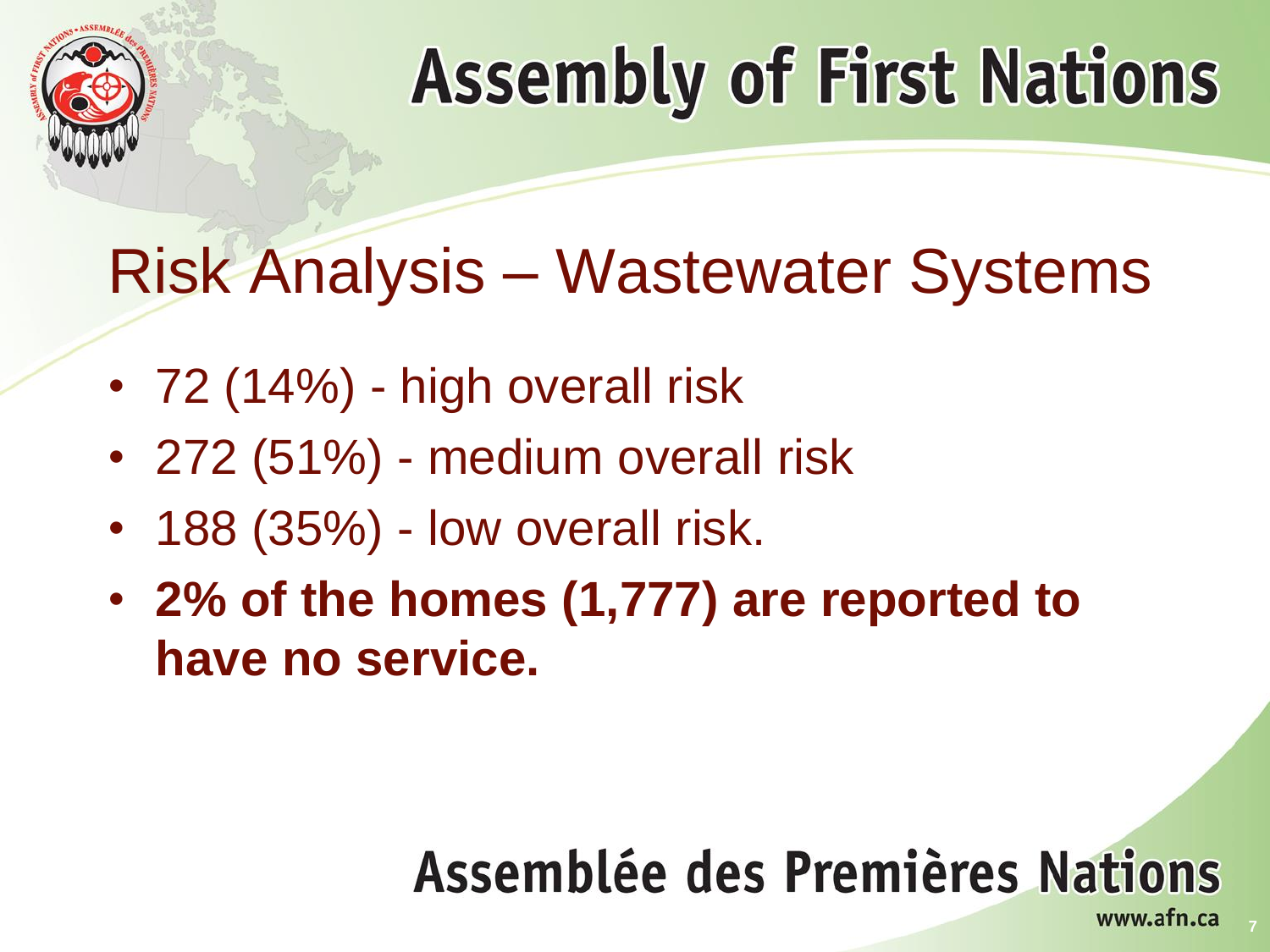# Risk Analysis – Wastewater Systems

- 72 (14%) - high overall risk
- 272 (51%) - medium overall risk
- 188 (35%) - low overall risk.
- **2% of the homes (1,777) are reported to have no service.**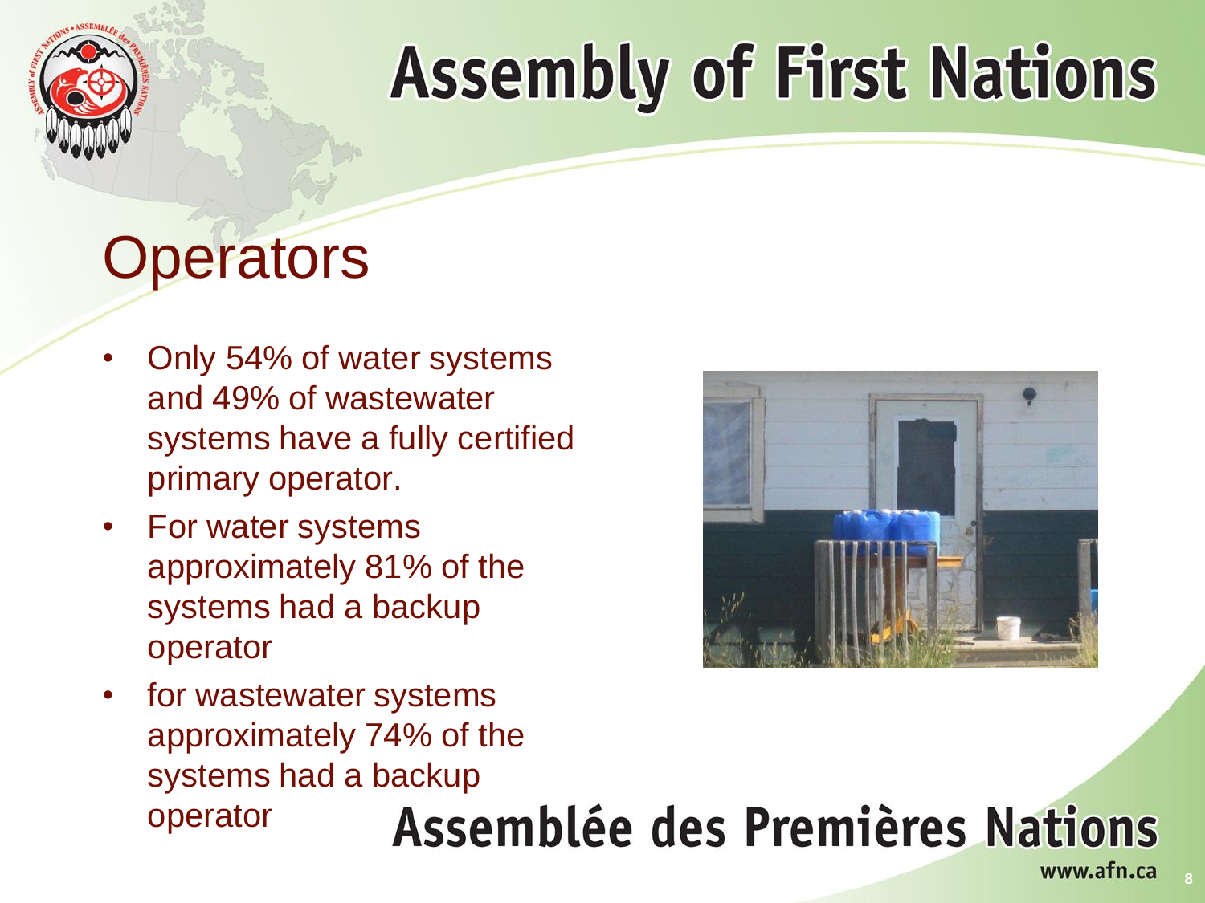# Operators

- Only 54% of water systems and 49% of wastewater systems have a fully certified primary operator.
- For water systems approximately 81% of the systems had a backup operator
- for wastewater systems approximately 74% of the systems had a backup operator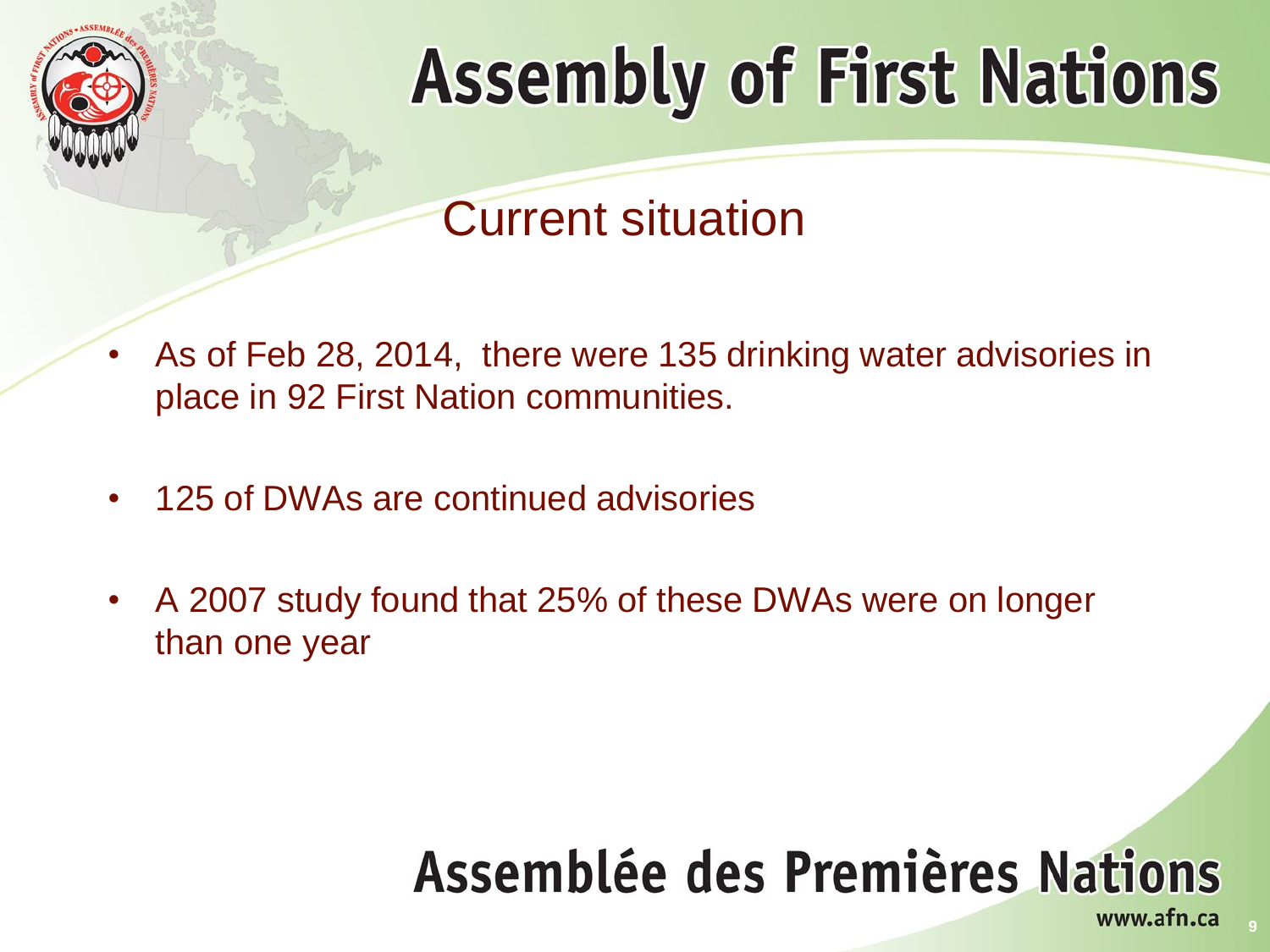# Assembly of First Nations

## Current situation

- As of Feb 28, 2014,  there were 135 drinking water advisories in place in 92 First Nation communities.
- 125 of DWAs are continued advisories
- A 2007 study found that 25% of these DWAs were on longer than one year

Assemblée des Premières Nations

www.afn.ca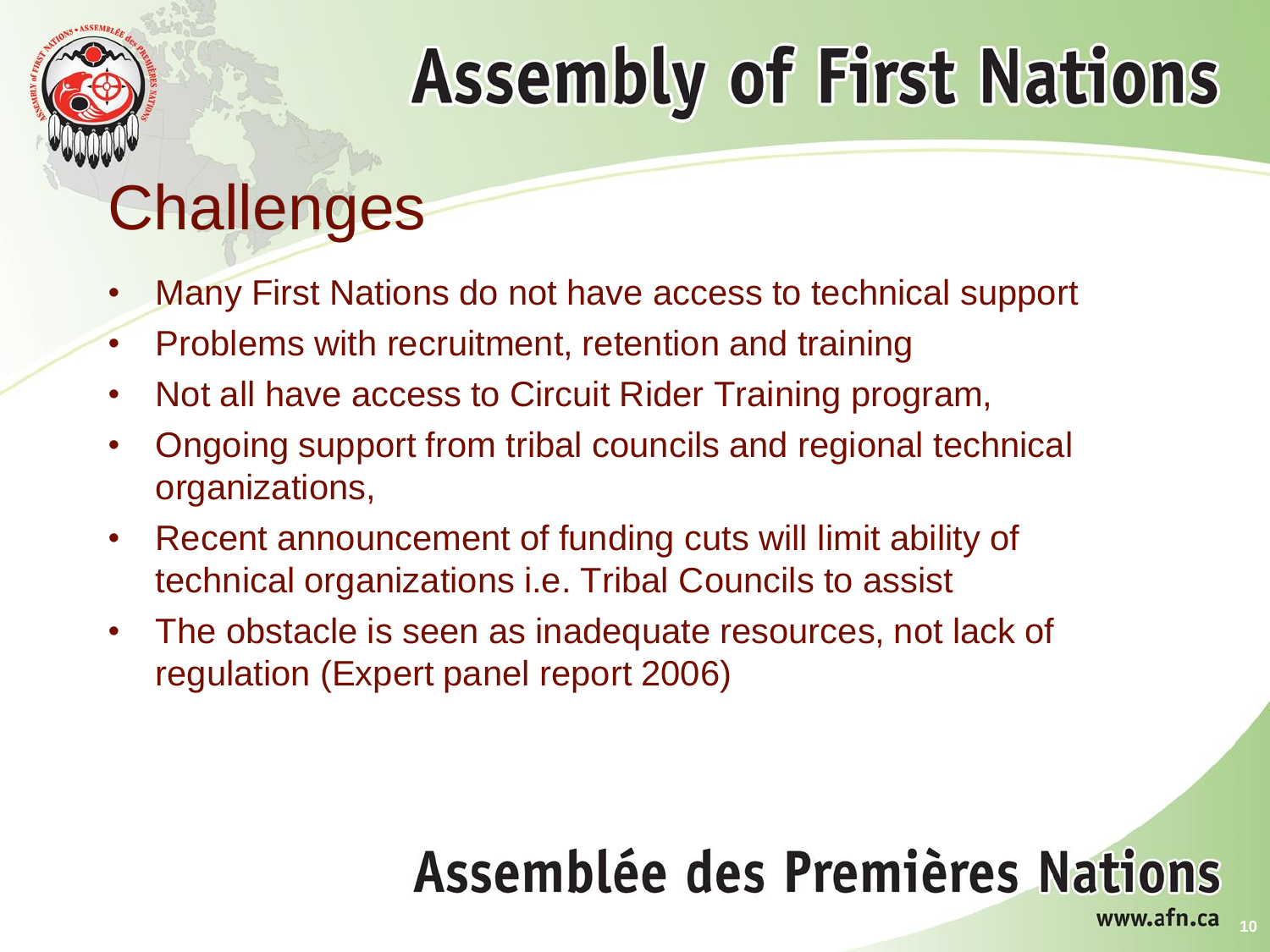# Challenges

- Many First Nations do not have access to technical support
- Problems with recruitment, retention and training
- Not all have access to Circuit Rider Training program,
- Ongoing support from tribal councils and regional technical organizations,
- Recent announcement of funding cuts will limit ability of technical organizations i.e. Tribal Councils to assist
- The obstacle is seen as inadequate resources, not lack of regulation (Expert panel report 2006)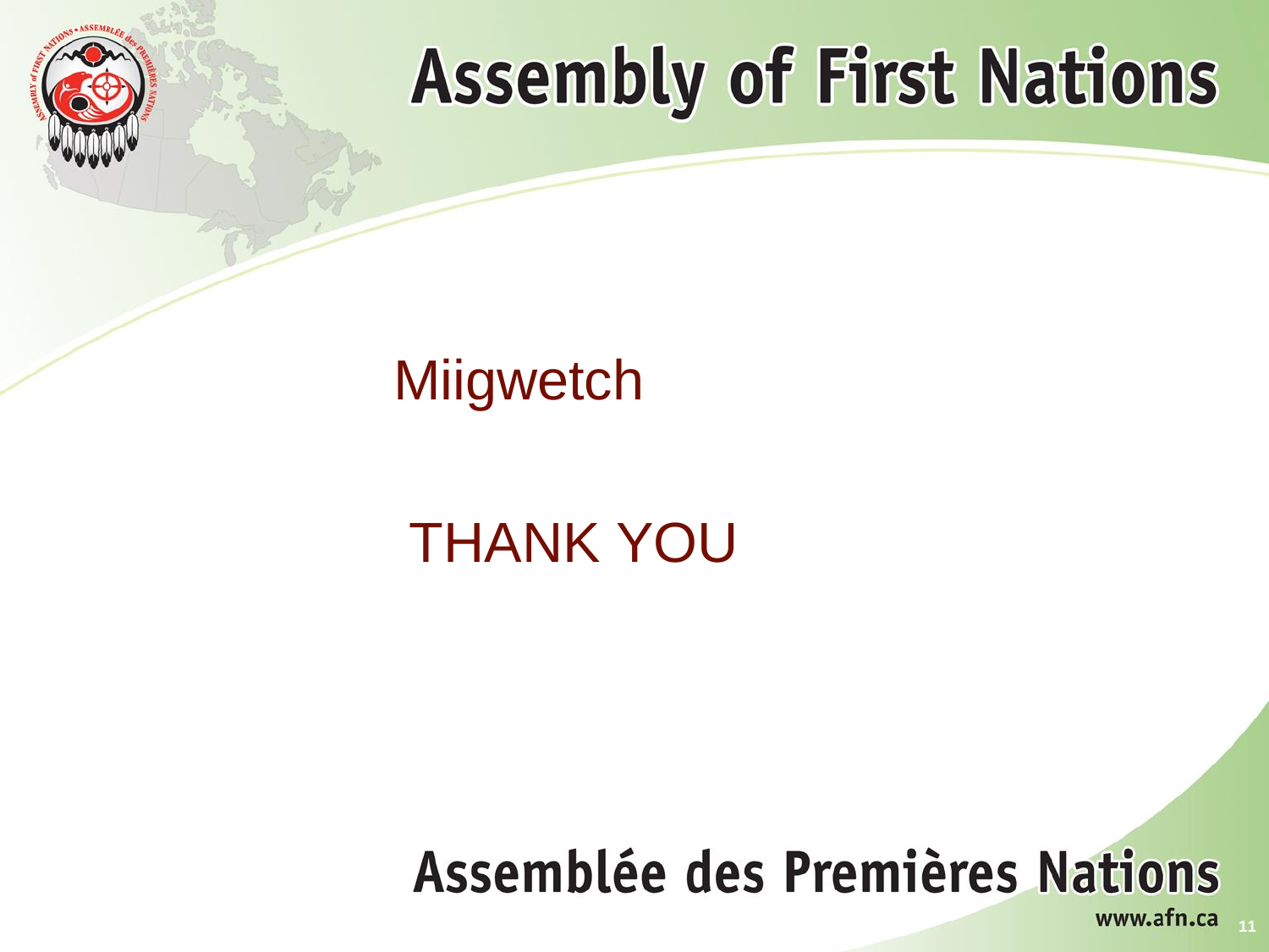# Assembly of First Nations

Miigwetch

THANK YOU

Assemblée des Premières Nations

www.afn.ca